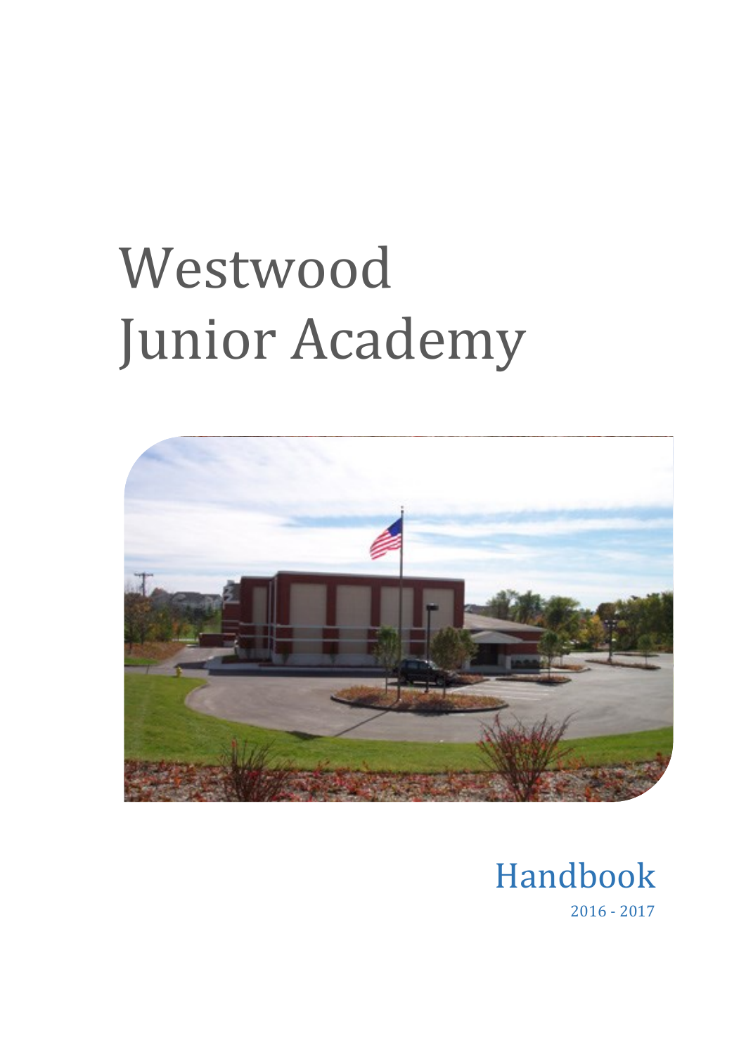# Westwood Junior Academy

Handbook

2016 - 2017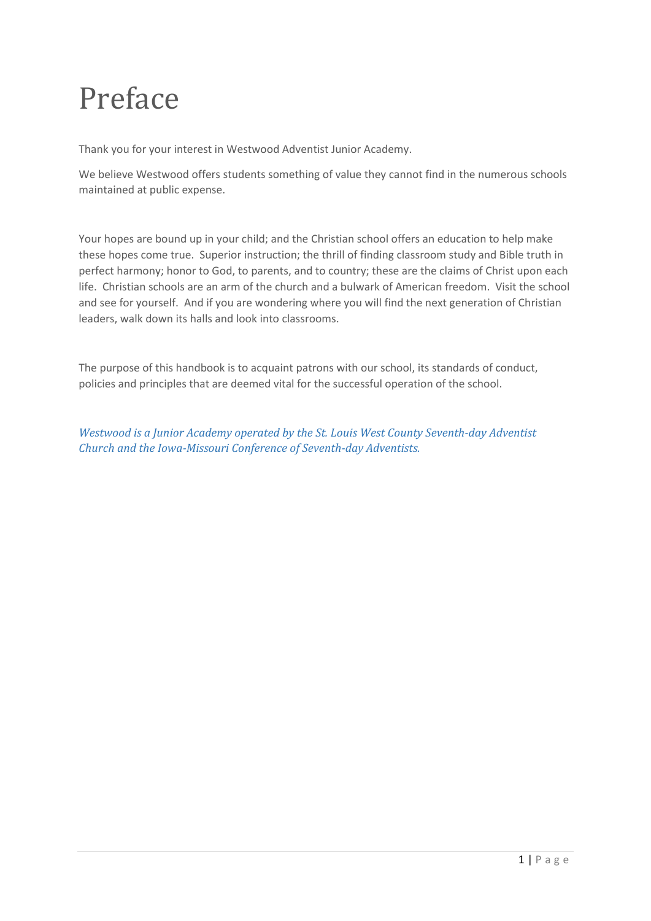# Preface

Thank you for your interest in Westwood Adventist Junior Academy.

We believe Westwood offers students something of value they cannot find in the numerous schools maintained at public expense.

Your hopes are bound up in your child; and the Christian school offers an education to help make these hopes come true. Superior instruction; the thrill of finding classroom study and Bible truth in perfect harmony; honor to God, to parents, and to country; these are the claims of Christ upon each life. Christian schools are an arm of the church and a bulwark of American freedom. Visit the school and see for yourself. And if you are wondering where you will find the next generation of Christian leaders, walk down its halls and look into classrooms.

The purpose of this handbook is to acquaint patrons with our school, its standards of conduct, policies and principles that are deemed vital for the successful operation of the school.

*Westwood is a Junior Academy operated by the St. Louis West County Seventh-day Adventist Church and the Iowa-Missouri Conference of Seventh-day Adventists.*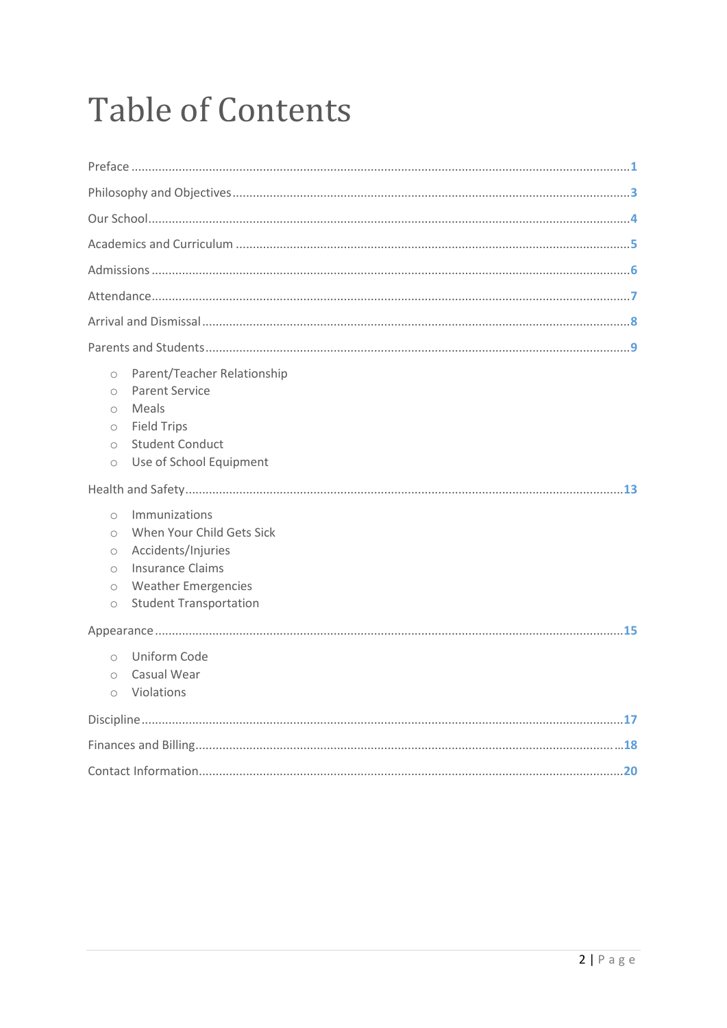# Table of Contents

Preface ..... 1

Philosophy and Objectives ..... 3

Our School ..... 4

Academics and Curriculum ..... 5

Admissions ..... 6

Attendance ..... 7

Arrival and Dismissal ..... 8

Parents and Students ..... 9

- Parent/Teacher Relationship
- Parent Service
- Meals
- Field Trips
- Student Conduct
- Use of School Equipment

Health and Safety ..... 13

- Immunizations
- When Your Child Gets Sick
- Accidents/Injuries
- Insurance Claims
- Weather Emergencies
- Student Transportation

Appearance ..... 15

- Uniform Code
- Casual Wear
- Violations

Discipline ..... 17

Finances and Billing ..... 18

Contact Information ..... 20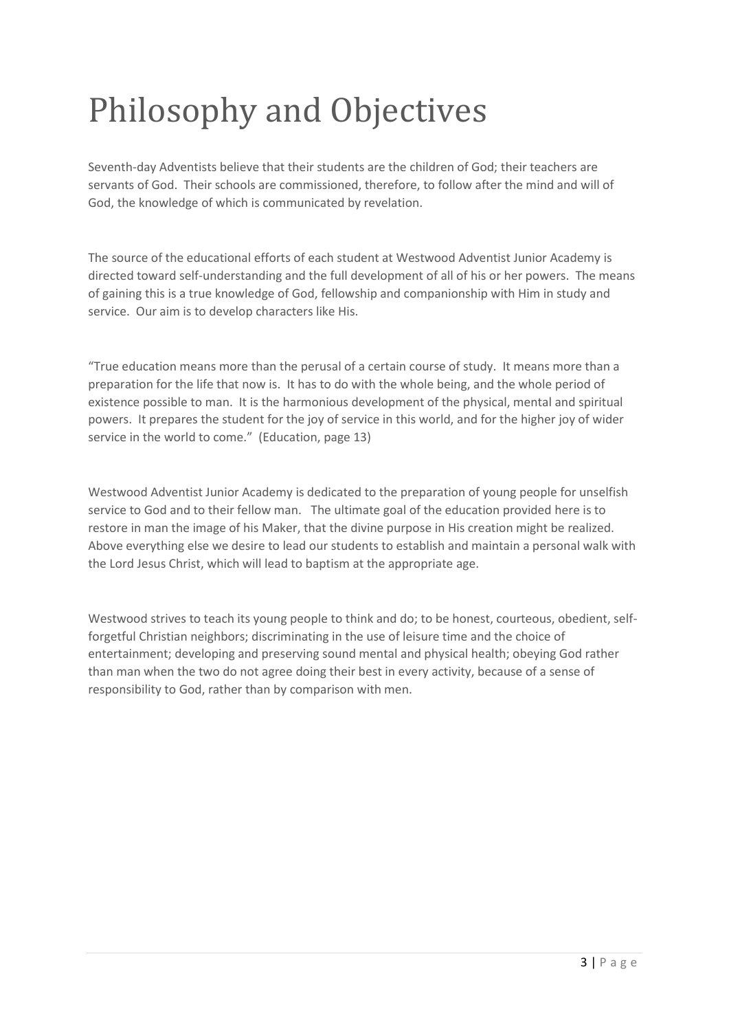# Philosophy and Objectives

Seventh-day Adventists believe that their students are the children of God; their teachers are servants of God. Their schools are commissioned, therefore, to follow after the mind and will of God, the knowledge of which is communicated by revelation.

The source of the educational efforts of each student at Westwood Adventist Junior Academy is directed toward self-understanding and the full development of all of his or her powers. The means of gaining this is a true knowledge of God, fellowship and companionship with Him in study and service. Our aim is to develop characters like His.

"True education means more than the perusal of a certain course of study. It means more than a preparation for the life that now is. It has to do with the whole being, and the whole period of existence possible to man. It is the harmonious development of the physical, mental and spiritual powers. It prepares the student for the joy of service in this world, and for the higher joy of wider service in the world to come." (Education, page 13)

Westwood Adventist Junior Academy is dedicated to the preparation of young people for unselfish service to God and to their fellow man. The ultimate goal of the education provided here is to restore in man the image of his Maker, that the divine purpose in His creation might be realized. Above everything else we desire to lead our students to establish and maintain a personal walk with the Lord Jesus Christ, which will lead to baptism at the appropriate age.

Westwood strives to teach its young people to think and do; to be honest, courteous, obedient, self-forgetful Christian neighbors; discriminating in the use of leisure time and the choice of entertainment; developing and preserving sound mental and physical health; obeying God rather than man when the two do not agree doing their best in every activity, because of a sense of responsibility to God, rather than by comparison with men.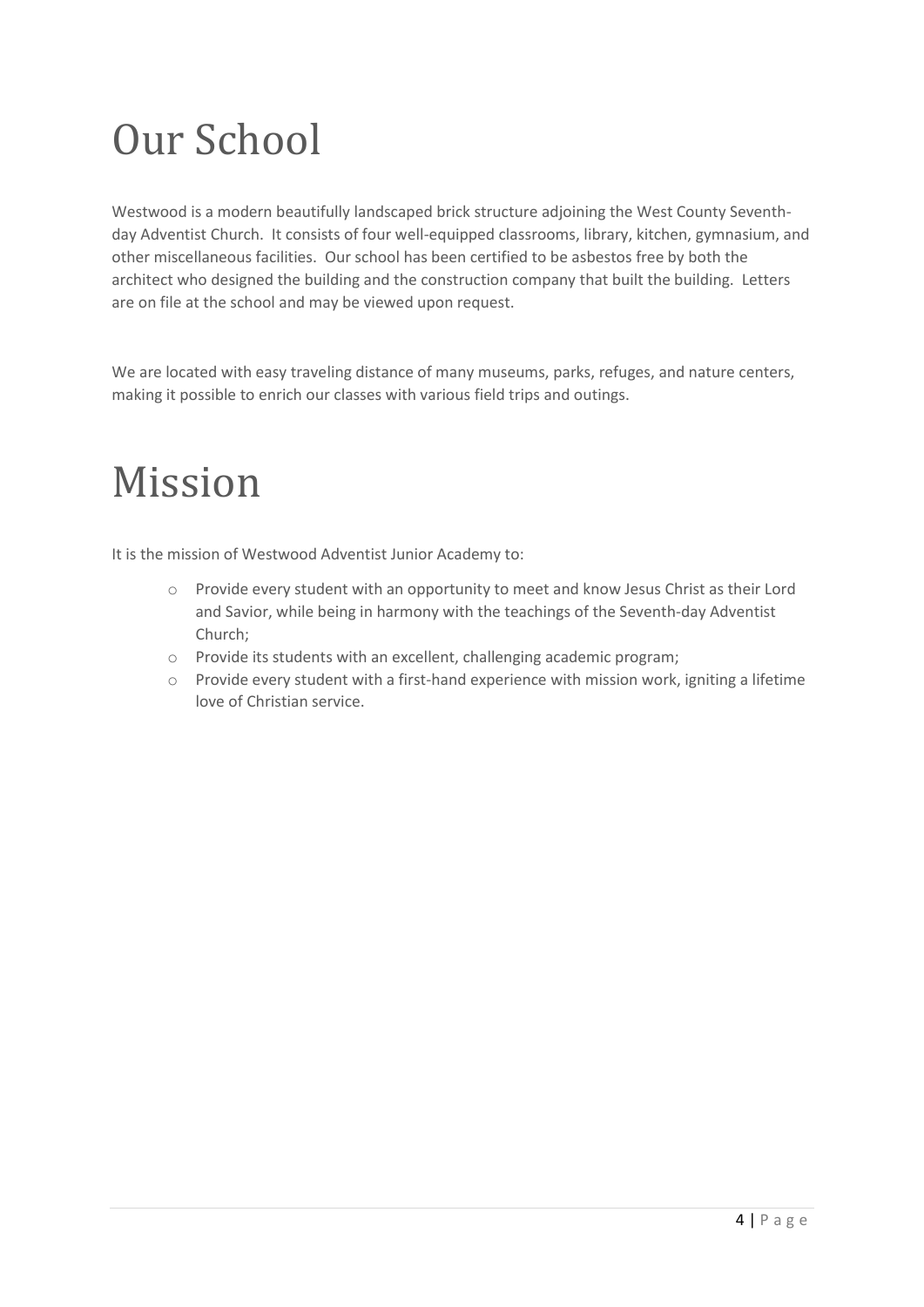# Our School

Westwood is a modern beautifully landscaped brick structure adjoining the West County Seventh-day Adventist Church. It consists of four well-equipped classrooms, library, kitchen, gymnasium, and other miscellaneous facilities. Our school has been certified to be asbestos free by both the architect who designed the building and the construction company that built the building. Letters are on file at the school and may be viewed upon request.

We are located with easy traveling distance of many museums, parks, refuges, and nature centers, making it possible to enrich our classes with various field trips and outings.

# Mission

It is the mission of Westwood Adventist Junior Academy to:

- Provide every student with an opportunity to meet and know Jesus Christ as their Lord and Savior, while being in harmony with the teachings of the Seventh-day Adventist Church;
- Provide its students with an excellent, challenging academic program;
- Provide every student with a first-hand experience with mission work, igniting a lifetime love of Christian service.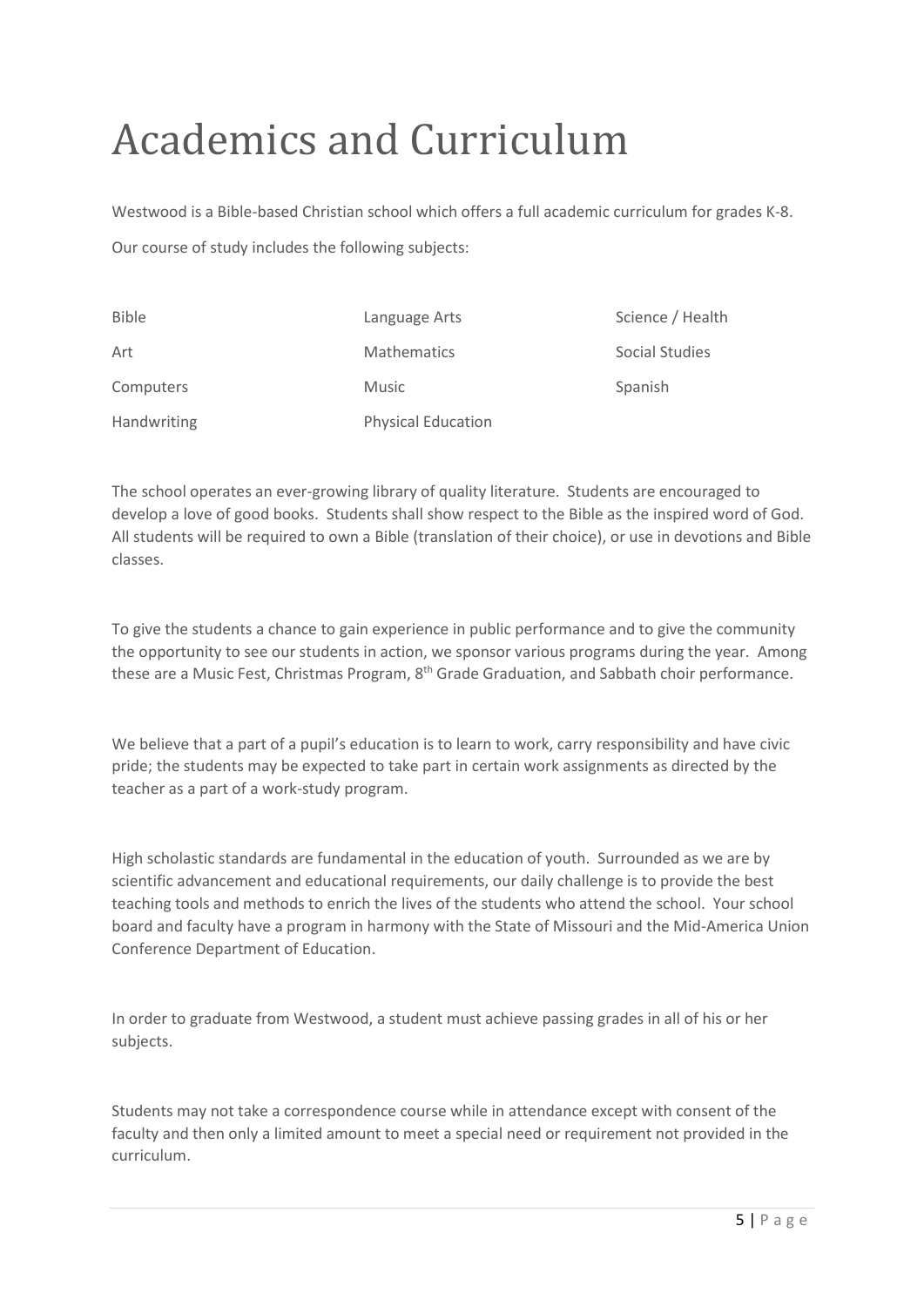# Academics and Curriculum

Westwood is a Bible-based Christian school which offers a full academic curriculum for grades K-8.

Our course of study includes the following subjects:

| Bible | Language Arts | Science / Health |
|---|---|---|
| Art | Mathematics | Social Studies |
| Computers | Music | Spanish |
| Handwriting | Physical Education | |

The school operates an ever-growing library of quality literature. Students are encouraged to develop a love of good books. Students shall show respect to the Bible as the inspired word of God. All students will be required to own a Bible (translation of their choice), or use in devotions and Bible classes.

To give the students a chance to gain experience in public performance and to give the community the opportunity to see our students in action, we sponsor various programs during the year. Among these are a Music Fest, Christmas Program, 8th Grade Graduation, and Sabbath choir performance.

We believe that a part of a pupil's education is to learn to work, carry responsibility and have civic pride; the students may be expected to take part in certain work assignments as directed by the teacher as a part of a work-study program.

High scholastic standards are fundamental in the education of youth. Surrounded as we are by scientific advancement and educational requirements, our daily challenge is to provide the best teaching tools and methods to enrich the lives of the students who attend the school. Your school board and faculty have a program in harmony with the State of Missouri and the Mid-America Union Conference Department of Education.

In order to graduate from Westwood, a student must achieve passing grades in all of his or her subjects.

Students may not take a correspondence course while in attendance except with consent of the faculty and then only a limited amount to meet a special need or requirement not provided in the curriculum.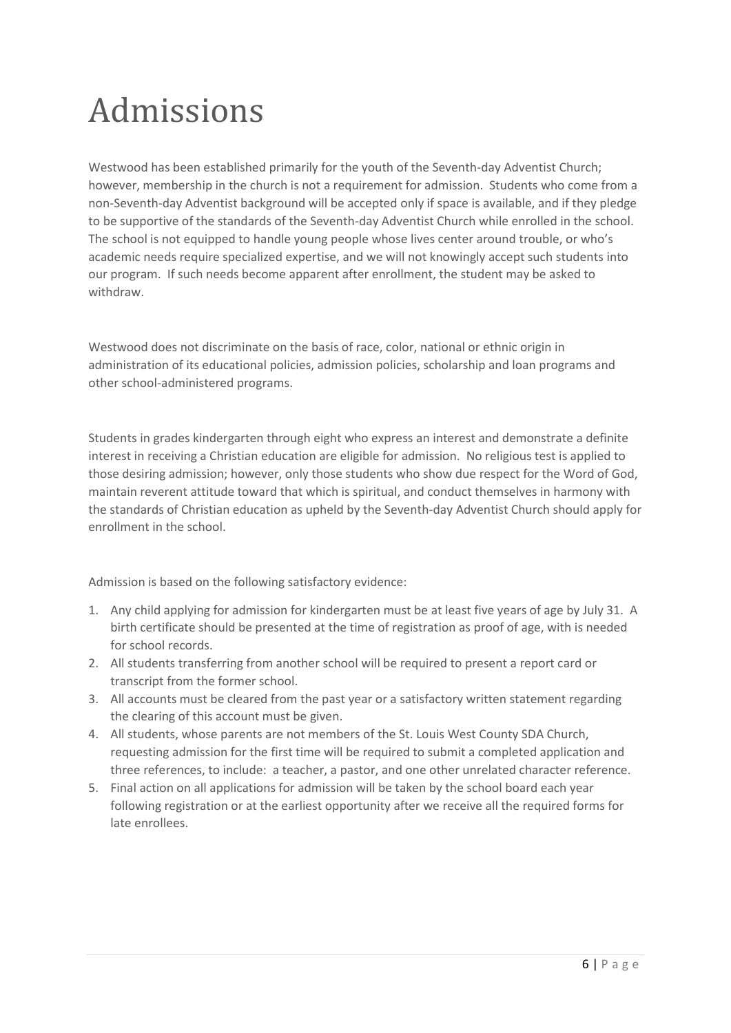# Admissions

Westwood has been established primarily for the youth of the Seventh-day Adventist Church; however, membership in the church is not a requirement for admission. Students who come from a non-Seventh-day Adventist background will be accepted only if space is available, and if they pledge to be supportive of the standards of the Seventh-day Adventist Church while enrolled in the school. The school is not equipped to handle young people whose lives center around trouble, or who's academic needs require specialized expertise, and we will not knowingly accept such students into our program. If such needs become apparent after enrollment, the student may be asked to withdraw.

Westwood does not discriminate on the basis of race, color, national or ethnic origin in administration of its educational policies, admission policies, scholarship and loan programs and other school-administered programs.

Students in grades kindergarten through eight who express an interest and demonstrate a definite interest in receiving a Christian education are eligible for admission. No religious test is applied to those desiring admission; however, only those students who show due respect for the Word of God, maintain reverent attitude toward that which is spiritual, and conduct themselves in harmony with the standards of Christian education as upheld by the Seventh-day Adventist Church should apply for enrollment in the school.

Admission is based on the following satisfactory evidence:

1. Any child applying for admission for kindergarten must be at least five years of age by July 31. A birth certificate should be presented at the time of registration as proof of age, with is needed for school records.
2. All students transferring from another school will be required to present a report card or transcript from the former school.
3. All accounts must be cleared from the past year or a satisfactory written statement regarding the clearing of this account must be given.
4. All students, whose parents are not members of the St. Louis West County SDA Church, requesting admission for the first time will be required to submit a completed application and three references, to include: a teacher, a pastor, and one other unrelated character reference.
5. Final action on all applications for admission will be taken by the school board each year following registration or at the earliest opportunity after we receive all the required forms for late enrollees.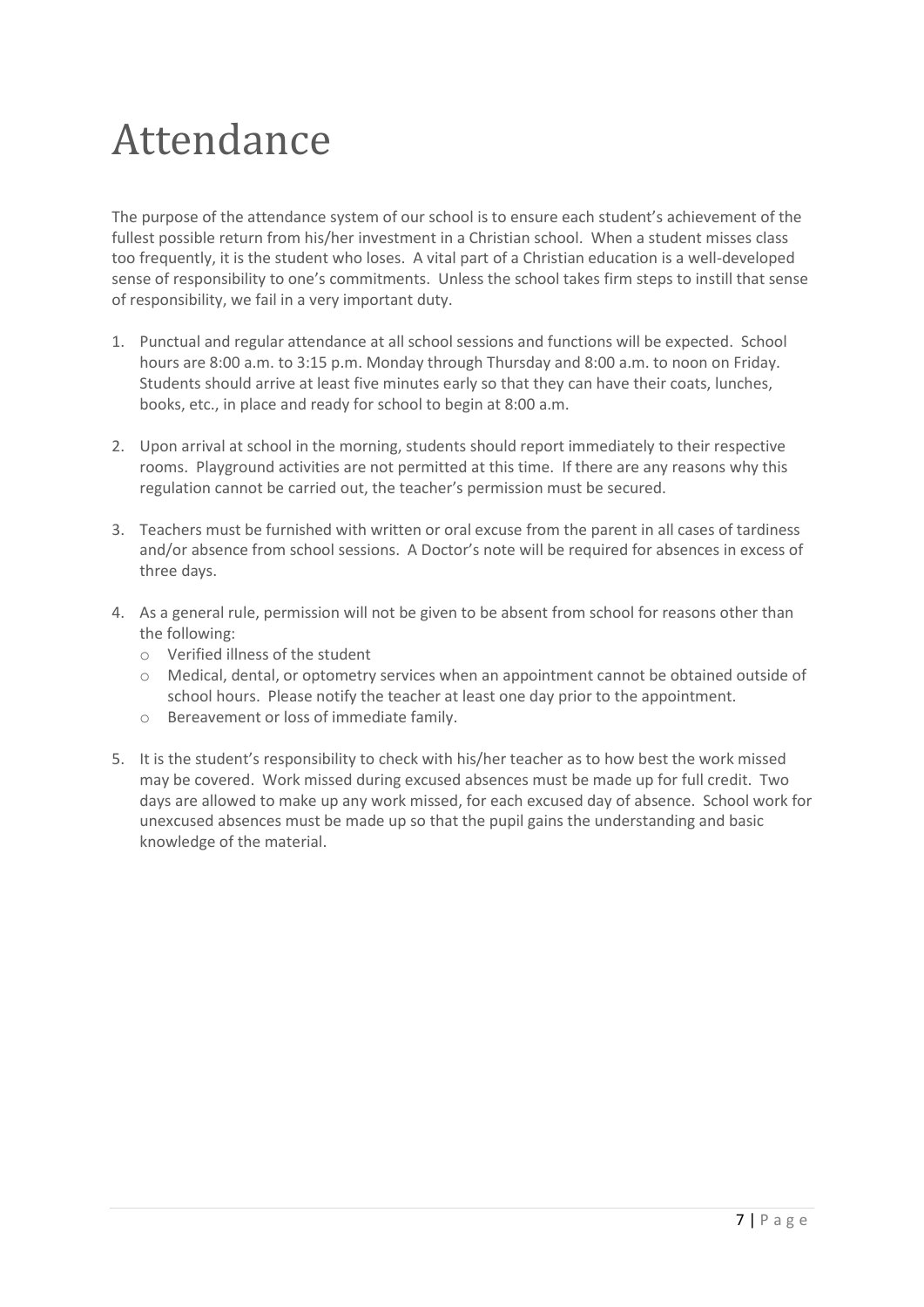# Attendance

The purpose of the attendance system of our school is to ensure each student's achievement of the fullest possible return from his/her investment in a Christian school. When a student misses class too frequently, it is the student who loses. A vital part of a Christian education is a well-developed sense of responsibility to one's commitments. Unless the school takes firm steps to instill that sense of responsibility, we fail in a very important duty.

1. Punctual and regular attendance at all school sessions and functions will be expected. School hours are 8:00 a.m. to 3:15 p.m. Monday through Thursday and 8:00 a.m. to noon on Friday. Students should arrive at least five minutes early so that they can have their coats, lunches, books, etc., in place and ready for school to begin at 8:00 a.m.

2. Upon arrival at school in the morning, students should report immediately to their respective rooms. Playground activities are not permitted at this time. If there are any reasons why this regulation cannot be carried out, the teacher's permission must be secured.

3. Teachers must be furnished with written or oral excuse from the parent in all cases of tardiness and/or absence from school sessions. A Doctor's note will be required for absences in excess of three days.

4. As a general rule, permission will not be given to be absent from school for reasons other than the following:
   - Verified illness of the student
   - Medical, dental, or optometry services when an appointment cannot be obtained outside of school hours. Please notify the teacher at least one day prior to the appointment.
   - Bereavement or loss of immediate family.

5. It is the student's responsibility to check with his/her teacher as to how best the work missed may be covered. Work missed during excused absences must be made up for full credit. Two days are allowed to make up any work missed, for each excused day of absence. School work for unexcused absences must be made up so that the pupil gains the understanding and basic knowledge of the material.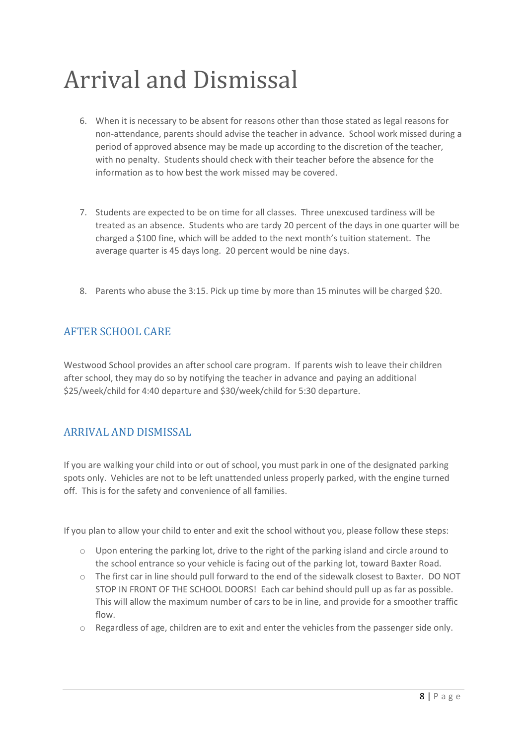# Arrival and Dismissal

6. When it is necessary to be absent for reasons other than those stated as legal reasons for non-attendance, parents should advise the teacher in advance. School work missed during a period of approved absence may be made up according to the discretion of the teacher, with no penalty. Students should check with their teacher before the absence for the information as to how best the work missed may be covered.

7. Students are expected to be on time for all classes. Three unexcused tardiness will be treated as an absence. Students who are tardy 20 percent of the days in one quarter will be charged a $100 fine, which will be added to the next month's tuition statement. The average quarter is 45 days long. 20 percent would be nine days.

8. Parents who abuse the 3:15. Pick up time by more than 15 minutes will be charged $20.

## AFTER SCHOOL CARE

Westwood School provides an after school care program. If parents wish to leave their children after school, they may do so by notifying the teacher in advance and paying an additional $25/week/child for 4:40 departure and $30/week/child for 5:30 departure.

## ARRIVAL AND DISMISSAL

If you are walking your child into or out of school, you must park in one of the designated parking spots only. Vehicles are not to be left unattended unless properly parked, with the engine turned off. This is for the safety and convenience of all families.

If you plan to allow your child to enter and exit the school without you, please follow these steps:

- Upon entering the parking lot, drive to the right of the parking island and circle around to the school entrance so your vehicle is facing out of the parking lot, toward Baxter Road.
- The first car in line should pull forward to the end of the sidewalk closest to Baxter. DO NOT STOP IN FRONT OF THE SCHOOL DOORS! Each car behind should pull up as far as possible. This will allow the maximum number of cars to be in line, and provide for a smoother traffic flow.
- Regardless of age, children are to exit and enter the vehicles from the passenger side only.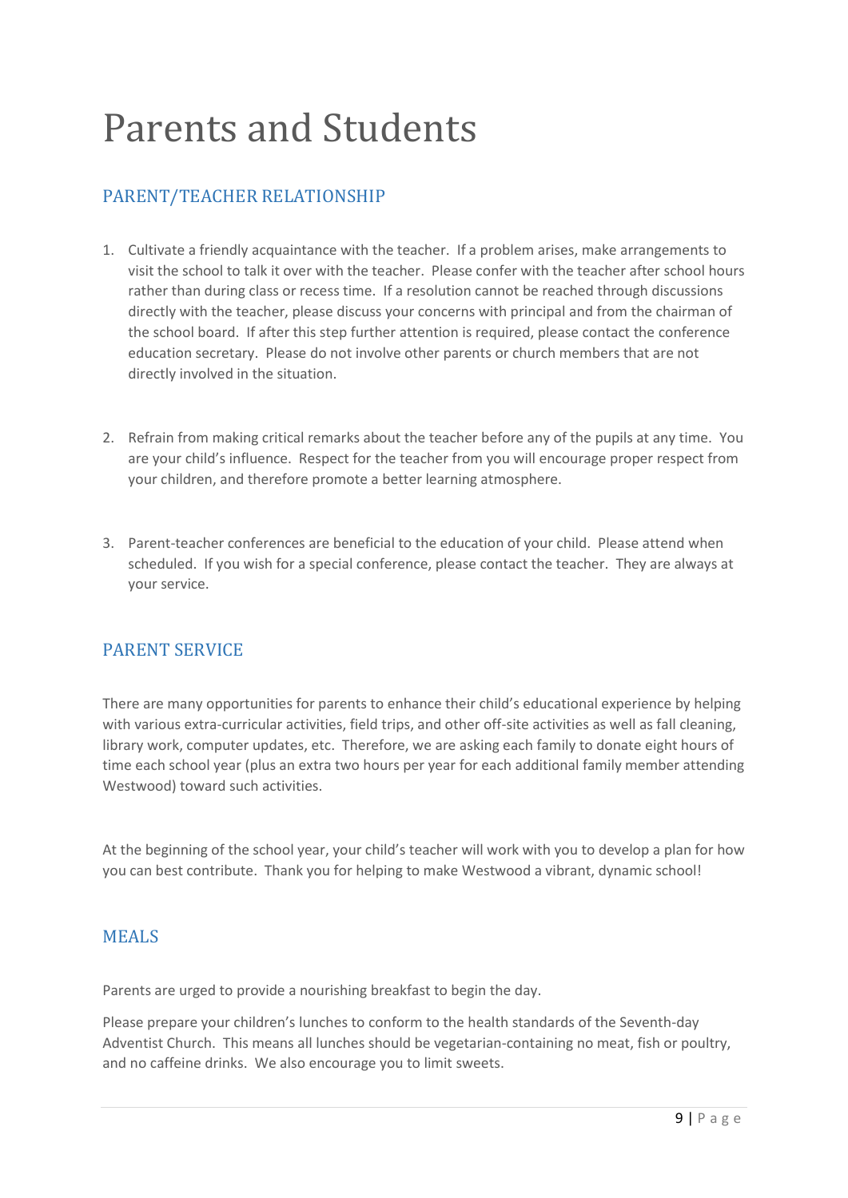# Parents and Students

## PARENT/TEACHER RELATIONSHIP

1. Cultivate a friendly acquaintance with the teacher. If a problem arises, make arrangements to visit the school to talk it over with the teacher. Please confer with the teacher after school hours rather than during class or recess time. If a resolution cannot be reached through discussions directly with the teacher, please discuss your concerns with principal and from the chairman of the school board. If after this step further attention is required, please contact the conference education secretary. Please do not involve other parents or church members that are not directly involved in the situation.

2. Refrain from making critical remarks about the teacher before any of the pupils at any time. You are your child's influence. Respect for the teacher from you will encourage proper respect from your children, and therefore promote a better learning atmosphere.

3. Parent-teacher conferences are beneficial to the education of your child. Please attend when scheduled. If you wish for a special conference, please contact the teacher. They are always at your service.

## PARENT SERVICE

There are many opportunities for parents to enhance their child's educational experience by helping with various extra-curricular activities, field trips, and other off-site activities as well as fall cleaning, library work, computer updates, etc. Therefore, we are asking each family to donate eight hours of time each school year (plus an extra two hours per year for each additional family member attending Westwood) toward such activities.

At the beginning of the school year, your child's teacher will work with you to develop a plan for how you can best contribute. Thank you for helping to make Westwood a vibrant, dynamic school!

## MEALS

Parents are urged to provide a nourishing breakfast to begin the day.

Please prepare your children's lunches to conform to the health standards of the Seventh-day Adventist Church. This means all lunches should be vegetarian-containing no meat, fish or poultry, and no caffeine drinks. We also encourage you to limit sweets.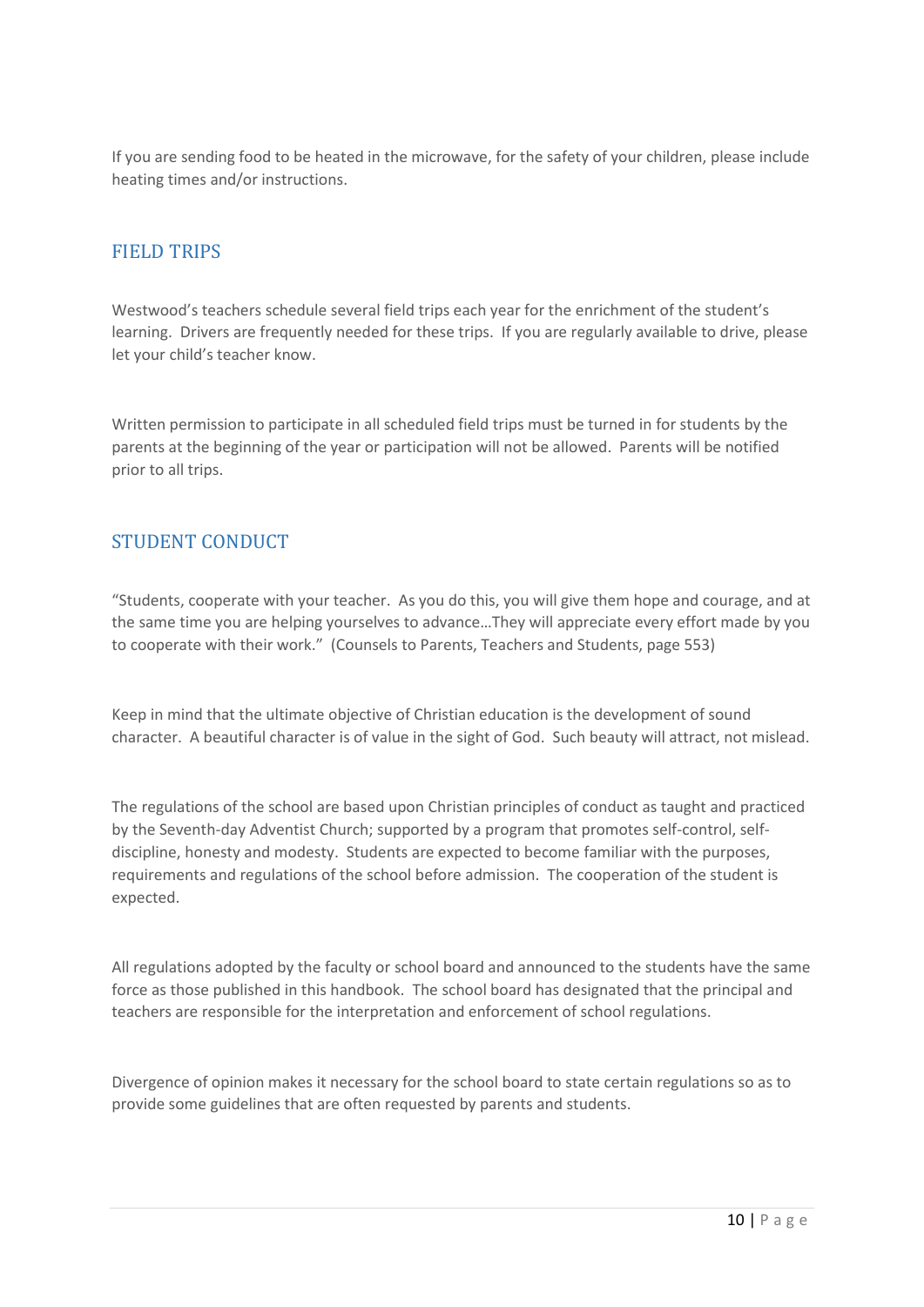If you are sending food to be heated in the microwave, for the safety of your children, please include heating times and/or instructions.

## FIELD TRIPS

Westwood's teachers schedule several field trips each year for the enrichment of the student's learning. Drivers are frequently needed for these trips. If you are regularly available to drive, please let your child's teacher know.

Written permission to participate in all scheduled field trips must be turned in for students by the parents at the beginning of the year or participation will not be allowed. Parents will be notified prior to all trips.

## STUDENT CONDUCT

"Students, cooperate with your teacher. As you do this, you will give them hope and courage, and at the same time you are helping yourselves to advance…They will appreciate every effort made by you to cooperate with their work." (Counsels to Parents, Teachers and Students, page 553)

Keep in mind that the ultimate objective of Christian education is the development of sound character. A beautiful character is of value in the sight of God. Such beauty will attract, not mislead.

The regulations of the school are based upon Christian principles of conduct as taught and practiced by the Seventh-day Adventist Church; supported by a program that promotes self-control, self-discipline, honesty and modesty. Students are expected to become familiar with the purposes, requirements and regulations of the school before admission. The cooperation of the student is expected.

All regulations adopted by the faculty or school board and announced to the students have the same force as those published in this handbook. The school board has designated that the principal and teachers are responsible for the interpretation and enforcement of school regulations.

Divergence of opinion makes it necessary for the school board to state certain regulations so as to provide some guidelines that are often requested by parents and students.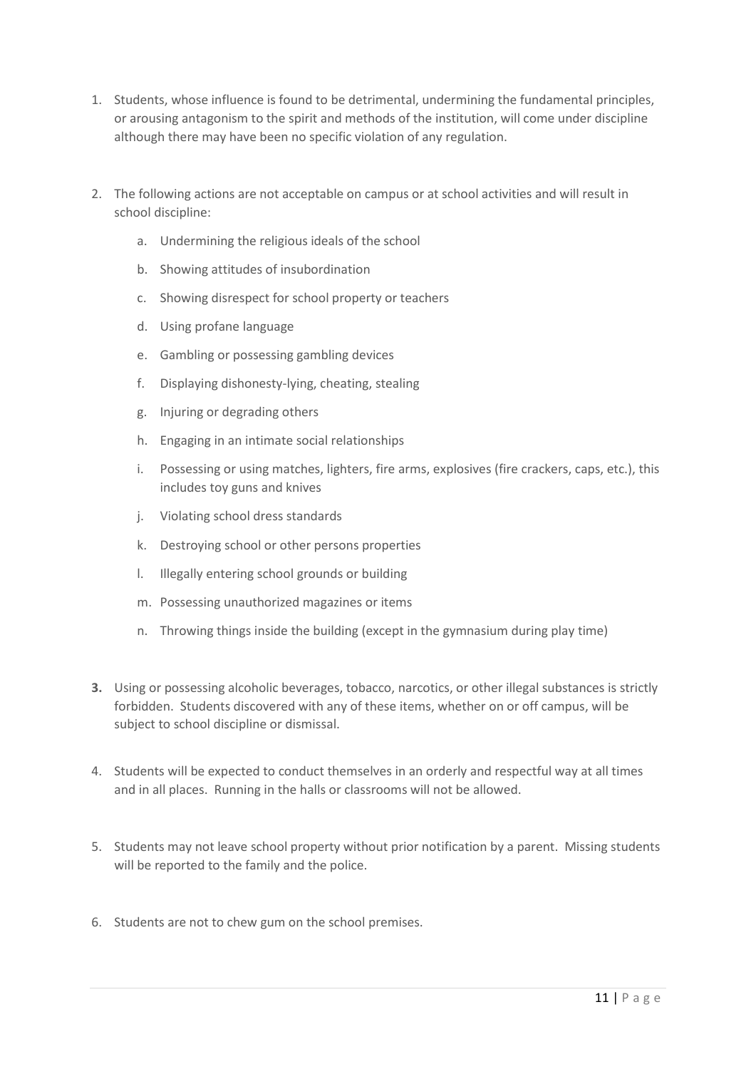1. Students, whose influence is found to be detrimental, undermining the fundamental principles, or arousing antagonism to the spirit and methods of the institution, will come under discipline although there may have been no specific violation of any regulation.

2. The following actions are not acceptable on campus or at school activities and will result in school discipline:

   a. Undermining the religious ideals of the school

   b. Showing attitudes of insubordination

   c. Showing disrespect for school property or teachers

   d. Using profane language

   e. Gambling or possessing gambling devices

   f. Displaying dishonesty-lying, cheating, stealing

   g. Injuring or degrading others

   h. Engaging in an intimate social relationships

   i. Possessing or using matches, lighters, fire arms, explosives (fire crackers, caps, etc.), this includes toy guns and knives

   j. Violating school dress standards

   k. Destroying school or other persons properties

   l. Illegally entering school grounds or building

   m. Possessing unauthorized magazines or items

   n. Throwing things inside the building (except in the gymnasium during play time)

3. Using or possessing alcoholic beverages, tobacco, narcotics, or other illegal substances is strictly forbidden. Students discovered with any of these items, whether on or off campus, will be subject to school discipline or dismissal.

4. Students will be expected to conduct themselves in an orderly and respectful way at all times and in all places. Running in the halls or classrooms will not be allowed.

5. Students may not leave school property without prior notification by a parent. Missing students will be reported to the family and the police.

6. Students are not to chew gum on the school premises.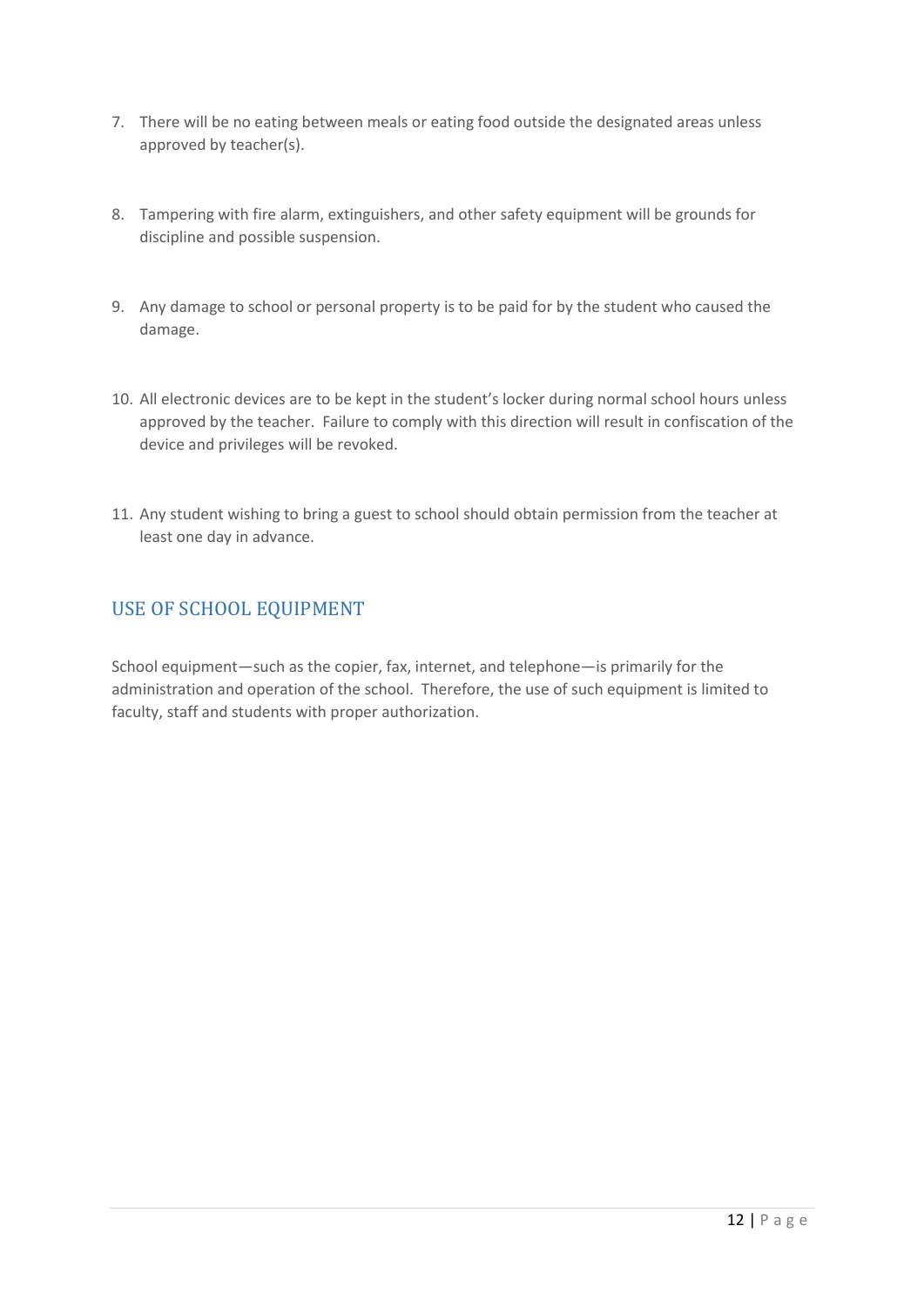7. There will be no eating between meals or eating food outside the designated areas unless approved by teacher(s).

8. Tampering with fire alarm, extinguishers, and other safety equipment will be grounds for discipline and possible suspension.

9. Any damage to school or personal property is to be paid for by the student who caused the damage.

10. All electronic devices are to be kept in the student's locker during normal school hours unless approved by the teacher. Failure to comply with this direction will result in confiscation of the device and privileges will be revoked.

11. Any student wishing to bring a guest to school should obtain permission from the teacher at least one day in advance.

## USE OF SCHOOL EQUIPMENT

School equipment—such as the copier, fax, internet, and telephone—is primarily for the administration and operation of the school. Therefore, the use of such equipment is limited to faculty, staff and students with proper authorization.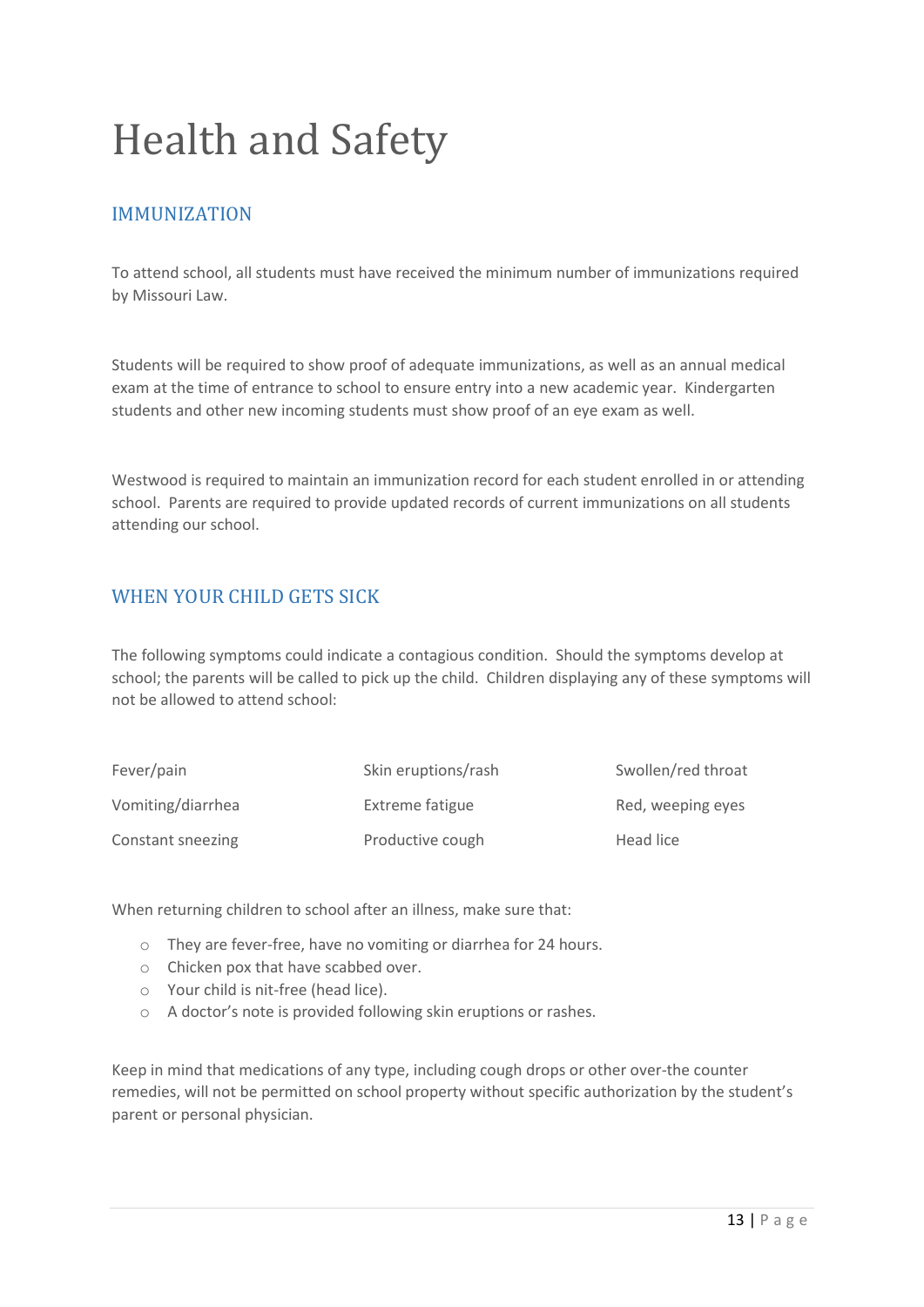# Health and Safety

## IMMUNIZATION

To attend school, all students must have received the minimum number of immunizations required by Missouri Law.

Students will be required to show proof of adequate immunizations, as well as an annual medical exam at the time of entrance to school to ensure entry into a new academic year. Kindergarten students and other new incoming students must show proof of an eye exam as well.

Westwood is required to maintain an immunization record for each student enrolled in or attending school. Parents are required to provide updated records of current immunizations on all students attending our school.

## WHEN YOUR CHILD GETS SICK

The following symptoms could indicate a contagious condition. Should the symptoms develop at school; the parents will be called to pick up the child. Children displaying any of these symptoms will not be allowed to attend school:

| | | |
|---|---|---|
| Fever/pain | Skin eruptions/rash | Swollen/red throat |
| Vomiting/diarrhea | Extreme fatigue | Red, weeping eyes |
| Constant sneezing | Productive cough | Head lice |

When returning children to school after an illness, make sure that:

- They are fever-free, have no vomiting or diarrhea for 24 hours.
- Chicken pox that have scabbed over.
- Your child is nit-free (head lice).
- A doctor's note is provided following skin eruptions or rashes.

Keep in mind that medications of any type, including cough drops or other over-the counter remedies, will not be permitted on school property without specific authorization by the student's parent or personal physician.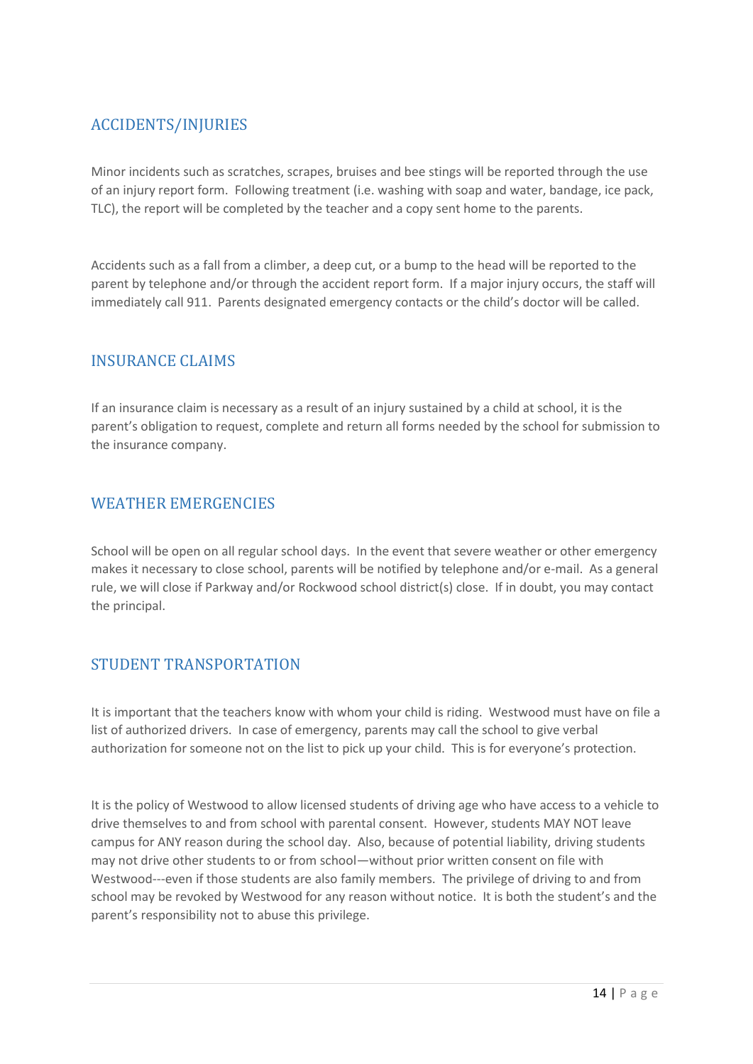## ACCIDENTS/INJURIES

Minor incidents such as scratches, scrapes, bruises and bee stings will be reported through the use of an injury report form. Following treatment (i.e. washing with soap and water, bandage, ice pack, TLC), the report will be completed by the teacher and a copy sent home to the parents.

Accidents such as a fall from a climber, a deep cut, or a bump to the head will be reported to the parent by telephone and/or through the accident report form. If a major injury occurs, the staff will immediately call 911. Parents designated emergency contacts or the child's doctor will be called.

## INSURANCE CLAIMS

If an insurance claim is necessary as a result of an injury sustained by a child at school, it is the parent's obligation to request, complete and return all forms needed by the school for submission to the insurance company.

## WEATHER EMERGENCIES

School will be open on all regular school days. In the event that severe weather or other emergency makes it necessary to close school, parents will be notified by telephone and/or e-mail. As a general rule, we will close if Parkway and/or Rockwood school district(s) close. If in doubt, you may contact the principal.

## STUDENT TRANSPORTATION

It is important that the teachers know with whom your child is riding. Westwood must have on file a list of authorized drivers. In case of emergency, parents may call the school to give verbal authorization for someone not on the list to pick up your child. This is for everyone's protection.

It is the policy of Westwood to allow licensed students of driving age who have access to a vehicle to drive themselves to and from school with parental consent. However, students MAY NOT leave campus for ANY reason during the school day. Also, because of potential liability, driving students may not drive other students to or from school—without prior written consent on file with Westwood---even if those students are also family members. The privilege of driving to and from school may be revoked by Westwood for any reason without notice. It is both the student's and the parent's responsibility not to abuse this privilege.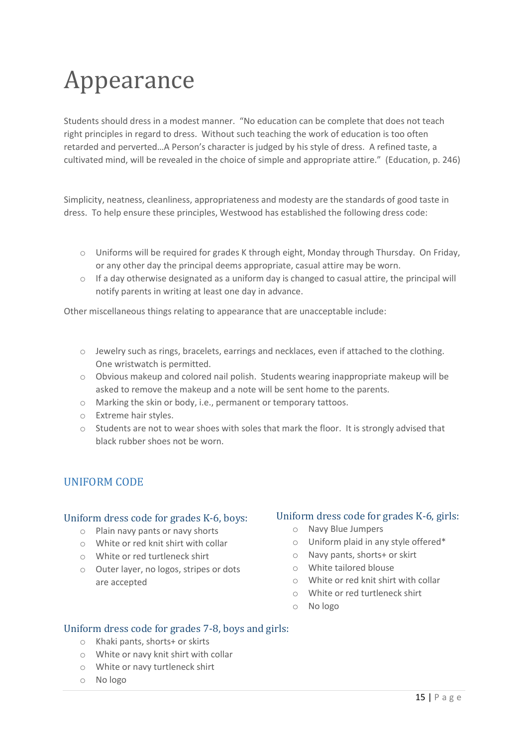# Appearance

Students should dress in a modest manner. "No education can be complete that does not teach right principles in regard to dress. Without such teaching the work of education is too often retarded and perverted…A Person's character is judged by his style of dress. A refined taste, a cultivated mind, will be revealed in the choice of simple and appropriate attire." (Education, p. 246)

Simplicity, neatness, cleanliness, appropriateness and modesty are the standards of good taste in dress. To help ensure these principles, Westwood has established the following dress code:

- Uniforms will be required for grades K through eight, Monday through Thursday. On Friday, or any other day the principal deems appropriate, casual attire may be worn.
- If a day otherwise designated as a uniform day is changed to casual attire, the principal will notify parents in writing at least one day in advance.

Other miscellaneous things relating to appearance that are unacceptable include:

- Jewelry such as rings, bracelets, earrings and necklaces, even if attached to the clothing. One wristwatch is permitted.
- Obvious makeup and colored nail polish. Students wearing inappropriate makeup will be asked to remove the makeup and a note will be sent home to the parents.
- Marking the skin or body, i.e., permanent or temporary tattoos.
- Extreme hair styles.
- Students are not to wear shoes with soles that mark the floor. It is strongly advised that black rubber shoes not be worn.

## UNIFORM CODE

### Uniform dress code for grades K-6, boys:

- Plain navy pants or navy shorts
- White or red knit shirt with collar
- White or red turtleneck shirt
- Outer layer, no logos, stripes or dots are accepted

### Uniform dress code for grades K-6, girls:

- Navy Blue Jumpers
- Uniform plaid in any style offered*
- Navy pants, shorts+ or skirt
- White tailored blouse
- White or red knit shirt with collar
- White or red turtleneck shirt
- No logo

### Uniform dress code for grades 7-8, boys and girls:

- Khaki pants, shorts+ or skirts
- White or navy knit shirt with collar
- White or navy turtleneck shirt
- No logo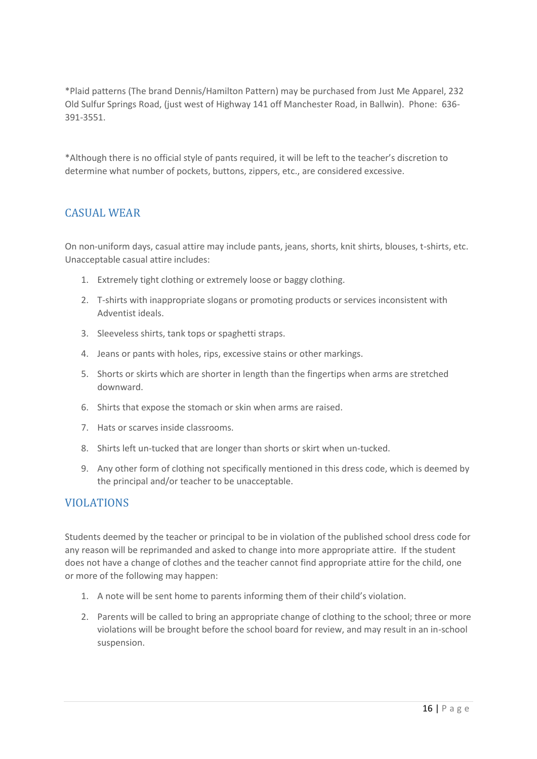*Plaid patterns (The brand Dennis/Hamilton Pattern) may be purchased from Just Me Apparel, 232 Old Sulfur Springs Road, (just west of Highway 141 off Manchester Road, in Ballwin). Phone: 636-391-3551.

*Although there is no official style of pants required, it will be left to the teacher's discretion to determine what number of pockets, buttons, zippers, etc., are considered excessive.

## CASUAL WEAR

On non-uniform days, casual attire may include pants, jeans, shorts, knit shirts, blouses, t-shirts, etc. Unacceptable casual attire includes:

1. Extremely tight clothing or extremely loose or baggy clothing.
2. T-shirts with inappropriate slogans or promoting products or services inconsistent with Adventist ideals.
3. Sleeveless shirts, tank tops or spaghetti straps.
4. Jeans or pants with holes, rips, excessive stains or other markings.
5. Shorts or skirts which are shorter in length than the fingertips when arms are stretched downward.
6. Shirts that expose the stomach or skin when arms are raised.
7. Hats or scarves inside classrooms.
8. Shirts left un-tucked that are longer than shorts or skirt when un-tucked.
9. Any other form of clothing not specifically mentioned in this dress code, which is deemed by the principal and/or teacher to be unacceptable.

## VIOLATIONS

Students deemed by the teacher or principal to be in violation of the published school dress code for any reason will be reprimanded and asked to change into more appropriate attire. If the student does not have a change of clothes and the teacher cannot find appropriate attire for the child, one or more of the following may happen:

1. A note will be sent home to parents informing them of their child's violation.
2. Parents will be called to bring an appropriate change of clothing to the school; three or more violations will be brought before the school board for review, and may result in an in-school suspension.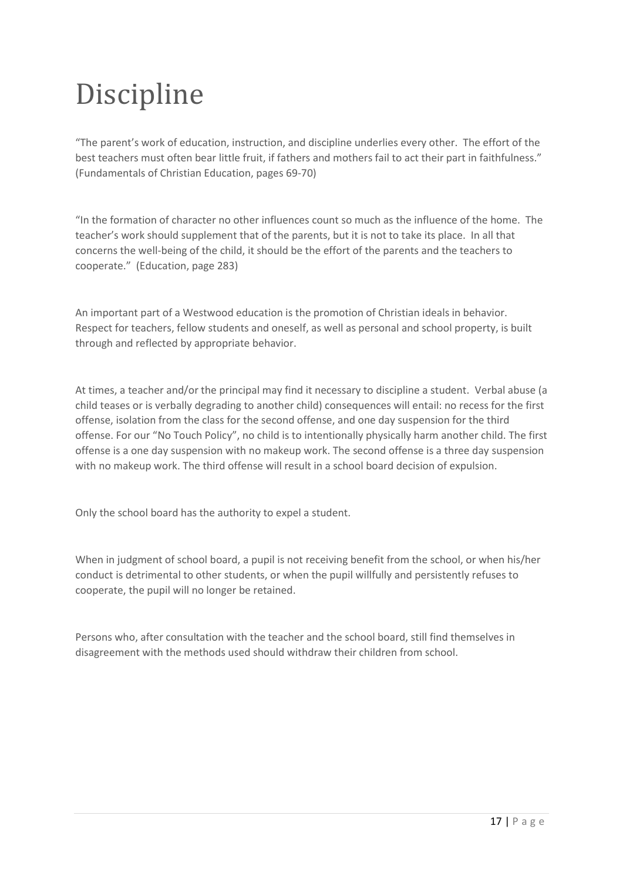# Discipline

"The parent's work of education, instruction, and discipline underlies every other. The effort of the best teachers must often bear little fruit, if fathers and mothers fail to act their part in faithfulness." (Fundamentals of Christian Education, pages 69-70)

"In the formation of character no other influences count so much as the influence of the home. The teacher's work should supplement that of the parents, but it is not to take its place. In all that concerns the well-being of the child, it should be the effort of the parents and the teachers to cooperate." (Education, page 283)

An important part of a Westwood education is the promotion of Christian ideals in behavior. Respect for teachers, fellow students and oneself, as well as personal and school property, is built through and reflected by appropriate behavior.

At times, a teacher and/or the principal may find it necessary to discipline a student. Verbal abuse (a child teases or is verbally degrading to another child) consequences will entail: no recess for the first offense, isolation from the class for the second offense, and one day suspension for the third offense. For our "No Touch Policy", no child is to intentionally physically harm another child. The first offense is a one day suspension with no makeup work. The second offense is a three day suspension with no makeup work. The third offense will result in a school board decision of expulsion.

Only the school board has the authority to expel a student.

When in judgment of school board, a pupil is not receiving benefit from the school, or when his/her conduct is detrimental to other students, or when the pupil willfully and persistently refuses to cooperate, the pupil will no longer be retained.

Persons who, after consultation with the teacher and the school board, still find themselves in disagreement with the methods used should withdraw their children from school.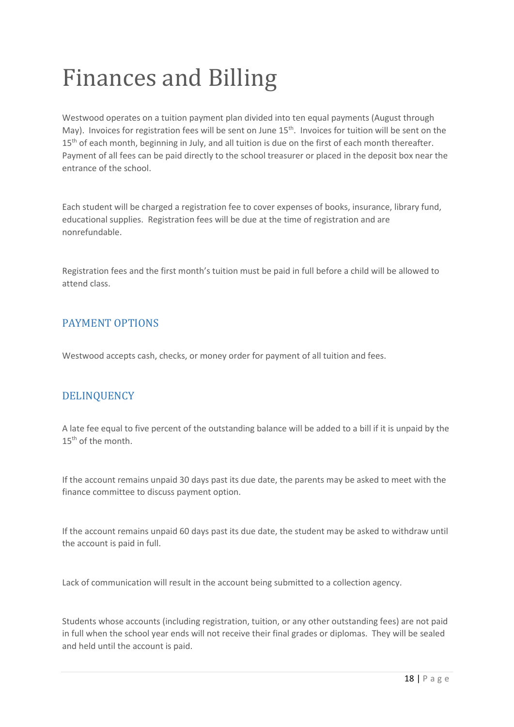# Finances and Billing

Westwood operates on a tuition payment plan divided into ten equal payments (August through May). Invoices for registration fees will be sent on June 15th. Invoices for tuition will be sent on the 15th of each month, beginning in July, and all tuition is due on the first of each month thereafter. Payment of all fees can be paid directly to the school treasurer or placed in the deposit box near the entrance of the school.

Each student will be charged a registration fee to cover expenses of books, insurance, library fund, educational supplies. Registration fees will be due at the time of registration and are nonrefundable.

Registration fees and the first month's tuition must be paid in full before a child will be allowed to attend class.

## PAYMENT OPTIONS

Westwood accepts cash, checks, or money order for payment of all tuition and fees.

## DELINQUENCY

A late fee equal to five percent of the outstanding balance will be added to a bill if it is unpaid by the 15th of the month.

If the account remains unpaid 30 days past its due date, the parents may be asked to meet with the finance committee to discuss payment option.

If the account remains unpaid 60 days past its due date, the student may be asked to withdraw until the account is paid in full.

Lack of communication will result in the account being submitted to a collection agency.

Students whose accounts (including registration, tuition, or any other outstanding fees) are not paid in full when the school year ends will not receive their final grades or diplomas. They will be sealed and held until the account is paid.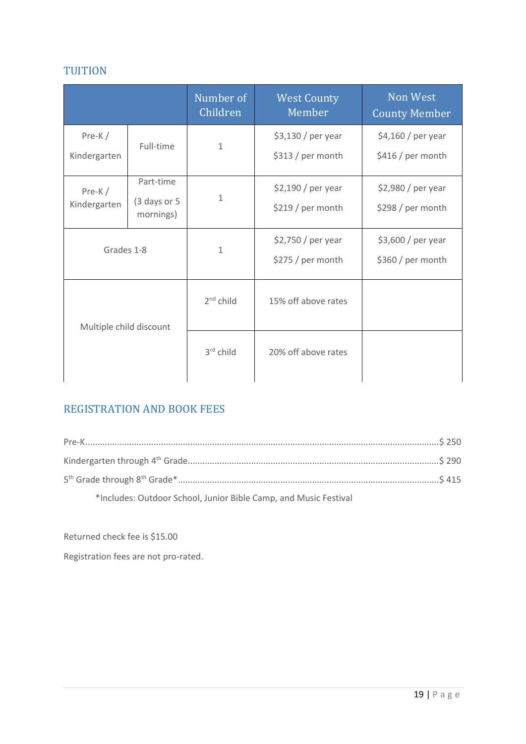## TUITION

| | | Number of Children | West County Member | Non West County Member |
|---|---|---|---|---|
| Pre-K / Kindergarten | Full-time | 1 | $3,130 / per year<br>$313 / per month | $4,160 / per year<br>$416 / per month |
| Pre-K / Kindergarten | Part-time (3 days or 5 mornings) | 1 | $2,190 / per year<br>$219 / per month | $2,980 / per year<br>$298 / per month |
| Grades 1-8 | | 1 | $2,750 / per year<br>$275 / per month | $3,600 / per year<br>$360 / per month |
| Multiple child discount | | 2nd child | 15% off above rates | |
| | | 3rd child | 20% off above rates | |

## REGISTRATION AND BOOK FEES

Pre-K.......................................................................................................................................$ 250

Kindergarten through 4th Grade...........................................................................................$ 290

5th Grade through 8th Grade*...............................................................................................$ 415

*Includes: Outdoor School, Junior Bible Camp, and Music Festival

Returned check fee is $15.00

Registration fees are not pro-rated.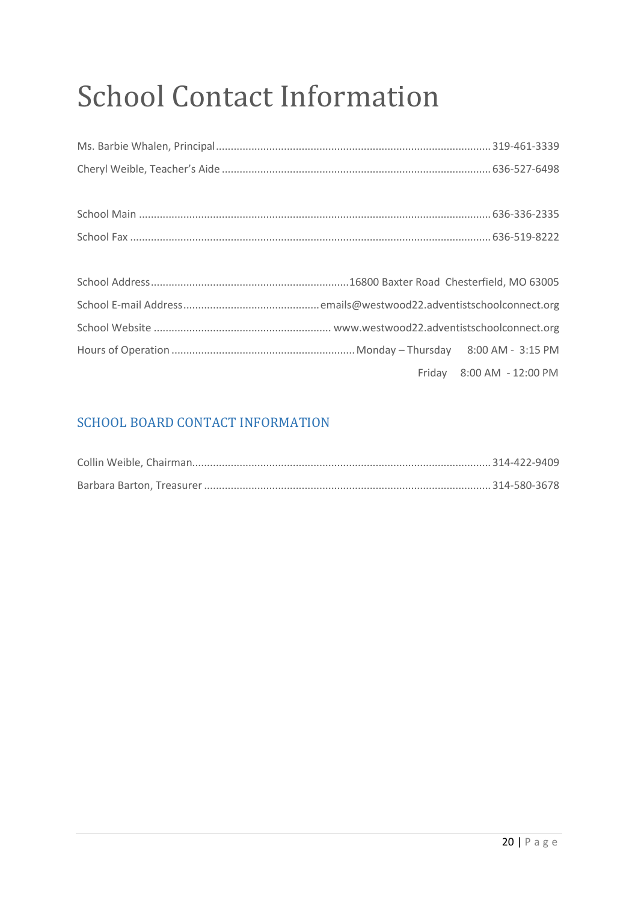# School Contact Information

Ms. Barbie Whalen, Principal............................................................................................319-461-3339

Cheryl Weible, Teacher's Aide ..........................................................................................636-527-6498

School Main ......................................................................................................................636-336-2335

School Fax ........................................................................................................................636-519-8222

School Address..................................................................16800 Baxter Road Chesterfield, MO 63005

School E-mail Address.............................................emails@westwood22.adventistschoolconnect.org

School Website ........................................................... www.westwood22.adventistschoolconnect.org

Hours of Operation .............................................................Monday – Thursday 8:00 AM - 3:15 PM

Friday 8:00 AM - 12:00 PM

## SCHOOL BOARD CONTACT INFORMATION

Collin Weible, Chairman....................................................................................................314-422-9409

Barbara Barton, Treasurer ................................................................................................314-580-3678